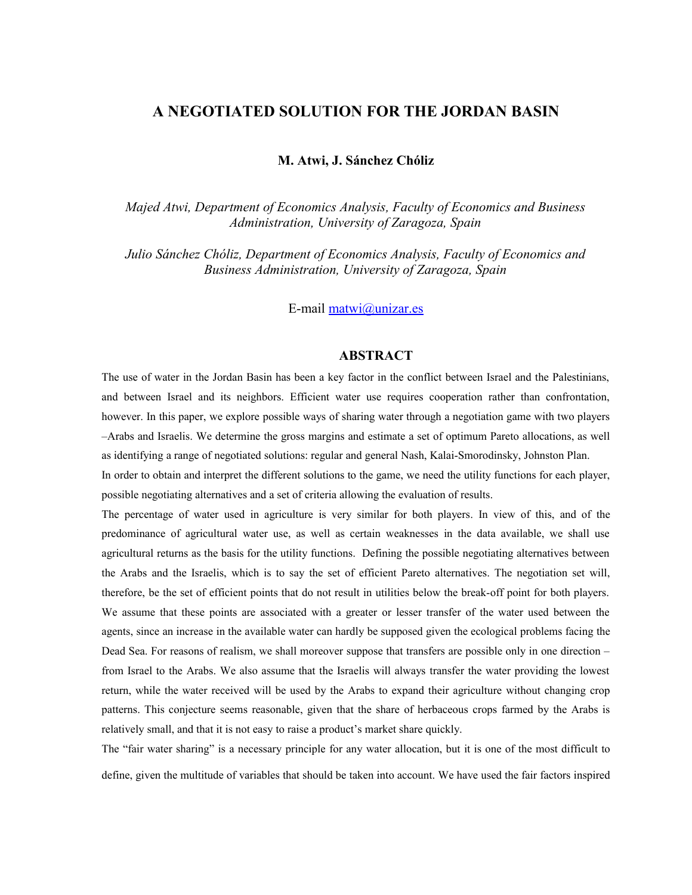# A NEGOTIATED SOLUTION FOR THE JORDAN BASIN

**M. Atwi, J. Sánchez Chóliz**

*Majed Atwi, Department of Economics Analysis, Faculty of Economics and Business Administration, University of Zaragoza, Spain*

*Julio Sánchez Chóliz, Department of Economics Analysis, Faculty of Economics and Business Administration, University of Zaragoza, Spain*

E-mail matwi@unizar.es

## ABSTRACT

The use of water in the Jordan Basin has been a key factor in the conflict between Israel and the Palestinians, and between Israel and its neighbors. Efficient water use requires cooperation rather than confrontation, however. In this paper, we explore possible ways of sharing water through a negotiation game with two players –Arabs and Israelis. We determine the gross margins and estimate a set of optimum Pareto allocations, as well as identifying a range of negotiated solutions: regular and general Nash, Kalai-Smorodinsky, Johnston Plan.

In order to obtain and interpret the different solutions to the game, we need the utility functions for each player, possible negotiating alternatives and a set of criteria allowing the evaluation of results.

The percentage of water used in agriculture is very similar for both players. In view of this, and of the predominance of agricultural water use, as well as certain weaknesses in the data available, we shall use agricultural returns as the basis for the utility functions. Defining the possible negotiating alternatives between the Arabs and the Israelis, which is to say the set of efficient Pareto alternatives. The negotiation set will, therefore, be the set of efficient points that do not result in utilities below the break-off point for both players. We assume that these points are associated with a greater or lesser transfer of the water used between the agents, since an increase in the available water can hardly be supposed given the ecological problems facing the Dead Sea. For reasons of realism, we shall moreover suppose that transfers are possible only in one direction – from Israel to the Arabs. We also assume that the Israelis will always transfer the water providing the lowest return, while the water received will be used by the Arabs to expand their agriculture without changing crop patterns. This conjecture seems reasonable, given that the share of herbaceous crops farmed by the Arabs is relatively small, and that it is not easy to raise a product's market share quickly.

The "fair water sharing" is a necessary principle for any water allocation, but it is one of the most difficult to define, given the multitude of variables that should be taken into account. We have used the fair factors inspired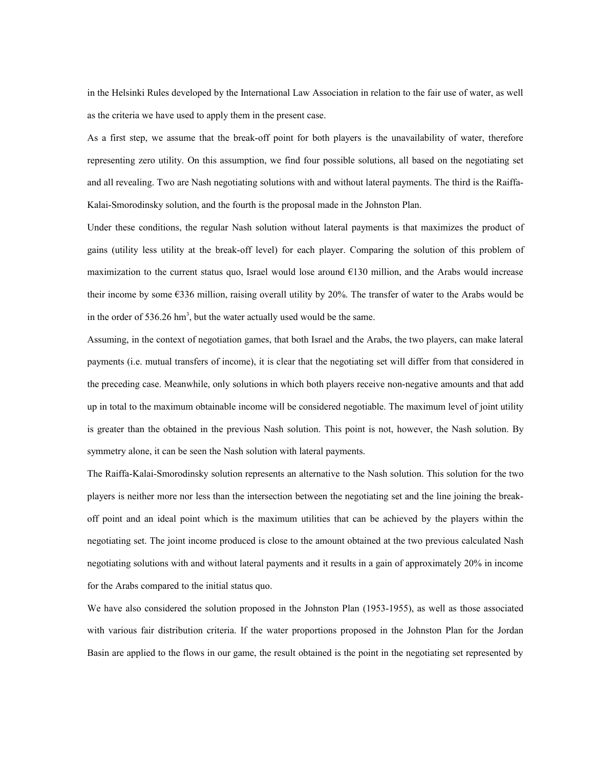in the Helsinki Rules developed by the International Law Association in relation to the fair use of water, as well as the criteria we have used to apply them in the present case.

As a first step, we assume that the break-off point for both players is the unavailability of water, therefore representing zero utility. On this assumption, we find four possible solutions, all based on the negotiating set and all revealing. Two are Nash negotiating solutions with and without lateral payments. The third is the Raiffa-Kalai-Smorodinsky solution, and the fourth is the proposal made in the Johnston Plan.

Under these conditions, the regular Nash solution without lateral payments is that maximizes the product of gains (utility less utility at the break-off level) for each player. Comparing the solution of this problem of maximization to the current status quo, Israel would lose around €130 million, and the Arabs would increase their income by some €336 million, raising overall utility by 20%. The transfer of water to the Arabs would be in the order of 536.26 $hm^3$, but the water actually used would be the same.

Assuming, in the context of negotiation games, that both Israel and the Arabs, the two players, can make lateral payments (i.e. mutual transfers of income), it is clear that the negotiating set will differ from that considered in the preceding case. Meanwhile, only solutions in which both players receive non-negative amounts and that add up in total to the maximum obtainable income will be considered negotiable. The maximum level of joint utility is greater than the obtained in the previous Nash solution. This point is not, however, the Nash solution. By symmetry alone, it can be seen the Nash solution with lateral payments.

The Raiffa-Kalai-Smorodinsky solution represents an alternative to the Nash solution. This solution for the two players is neither more nor less than the intersection between the negotiating set and the line joining the break-off point and an ideal point which is the maximum utilities that can be achieved by the players within the negotiating set. The joint income produced is close to the amount obtained at the two previous calculated Nash negotiating solutions with and without lateral payments and it results in a gain of approximately 20% in income for the Arabs compared to the initial status quo.

We have also considered the solution proposed in the Johnston Plan (1953-1955), as well as those associated with various fair distribution criteria. If the water proportions proposed in the Johnston Plan for the Jordan Basin are applied to the flows in our game, the result obtained is the point in the negotiating set represented by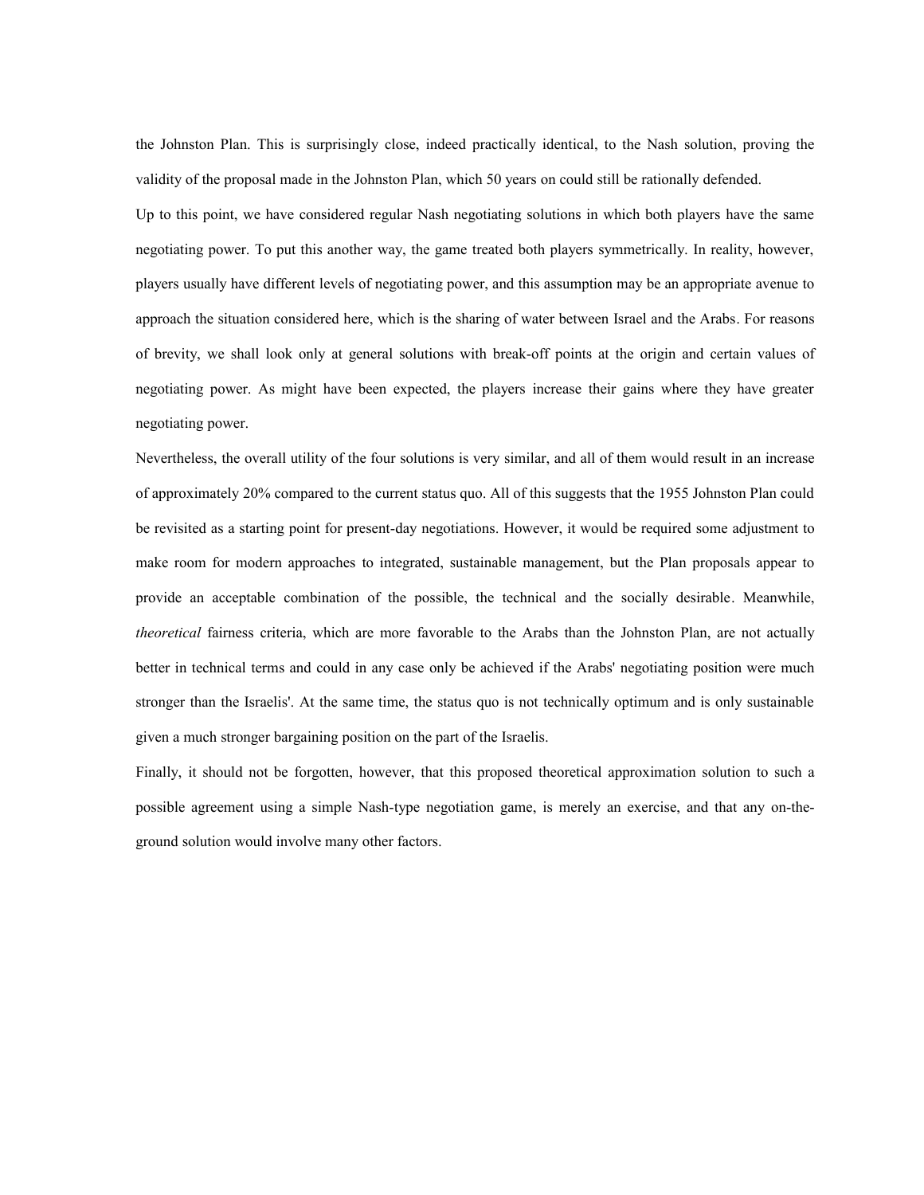the Johnston Plan. This is surprisingly close, indeed practically identical, to the Nash solution, proving the validity of the proposal made in the Johnston Plan, which 50 years on could still be rationally defended.

Up to this point, we have considered regular Nash negotiating solutions in which both players have the same negotiating power. To put this another way, the game treated both players symmetrically. In reality, however, players usually have different levels of negotiating power, and this assumption may be an appropriate avenue to approach the situation considered here, which is the sharing of water between Israel and the Arabs. For reasons of brevity, we shall look only at general solutions with break-off points at the origin and certain values of negotiating power. As might have been expected, the players increase their gains where they have greater negotiating power.

Nevertheless, the overall utility of the four solutions is very similar, and all of them would result in an increase of approximately 20% compared to the current status quo. All of this suggests that the 1955 Johnston Plan could be revisited as a starting point for present-day negotiations. However, it would be required some adjustment to make room for modern approaches to integrated, sustainable management, but the Plan proposals appear to provide an acceptable combination of the possible, the technical and the socially desirable. Meanwhile, *theoretical* fairness criteria, which are more favorable to the Arabs than the Johnston Plan, are not actually better in technical terms and could in any case only be achieved if the Arabs' negotiating position were much stronger than the Israelis'. At the same time, the status quo is not technically optimum and is only sustainable given a much stronger bargaining position on the part of the Israelis.

Finally, it should not be forgotten, however, that this proposed theoretical approximation solution to such a possible agreement using a simple Nash-type negotiation game, is merely an exercise, and that any on-the-ground solution would involve many other factors.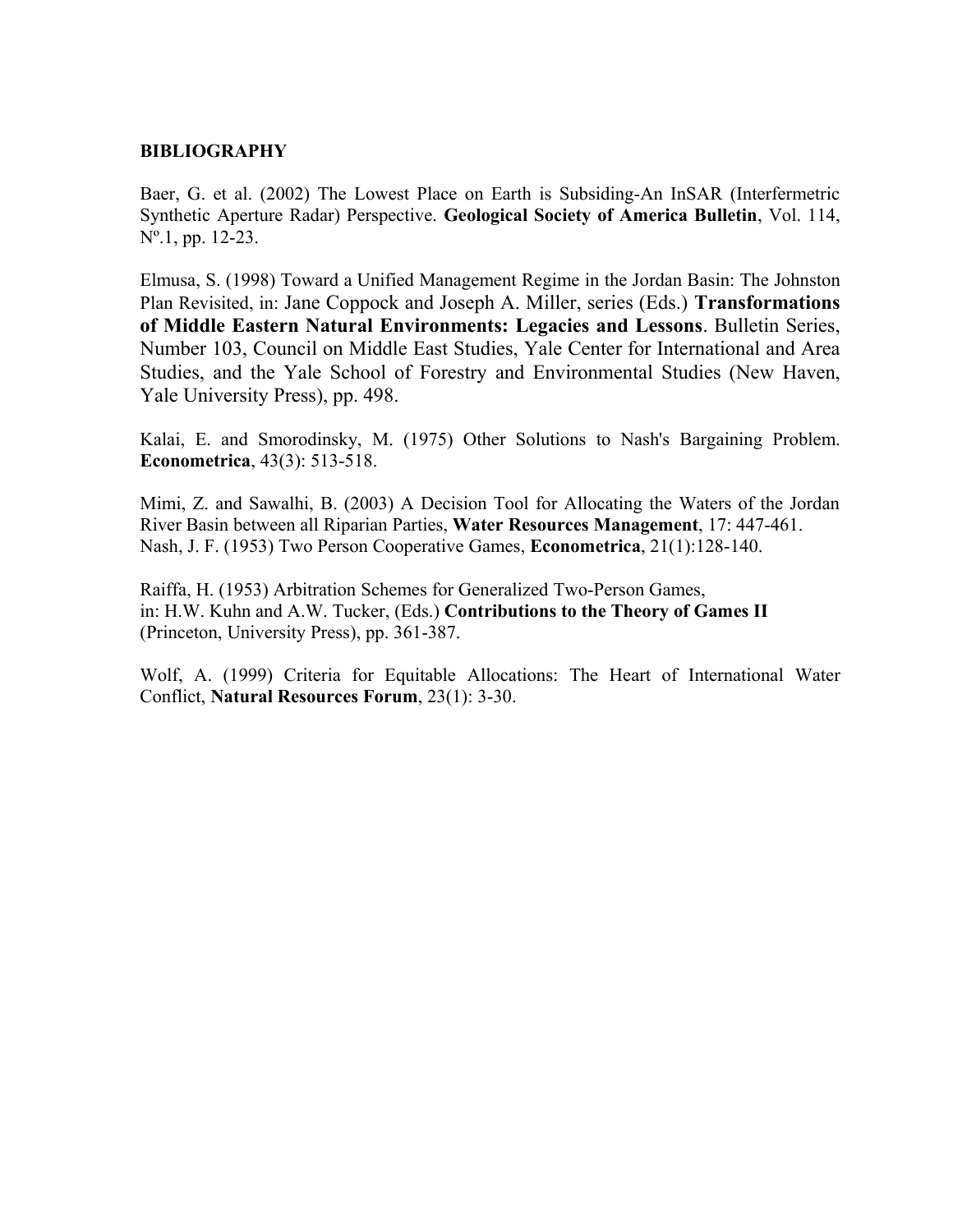**BIBLIOGRAPHY**

Baer, G. et al. (2002) The Lowest Place on Earth is Subsiding-An InSAR (Interfermetric Synthetic Aperture Radar) Perspective. **Geological Society of America Bulletin**, Vol. 114, Nº.1, pp. 12-23.

Elmusa, S. (1998) Toward a Unified Management Regime in the Jordan Basin: The Johnston Plan Revisited, in: Jane Coppock and Joseph A. Miller, series (Eds.) **Transformations of Middle Eastern Natural Environments: Legacies and Lessons**. Bulletin Series, Number 103, Council on Middle East Studies, Yale Center for International and Area Studies, and the Yale School of Forestry and Environmental Studies (New Haven, Yale University Press), pp. 498.

Kalai, E. and Smorodinsky, M. (1975) Other Solutions to Nash's Bargaining Problem. **Econometrica**, 43(3): 513-518.

Mimi, Z. and Sawalhi, B. (2003) A Decision Tool for Allocating the Waters of the Jordan River Basin between all Riparian Parties, **Water Resources Management**, 17: 447-461.
Nash, J. F. (1953) Two Person Cooperative Games, **Econometrica**, 21(1):128-140.

Raiffa, H. (1953) Arbitration Schemes for Generalized Two-Person Games, in: H.W. Kuhn and A.W. Tucker, (Eds.) **Contributions to the Theory of Games II** (Princeton, University Press), pp. 361-387.

Wolf, A. (1999) Criteria for Equitable Allocations: The Heart of International Water Conflict, **Natural Resources Forum**, 23(1): 3-30.